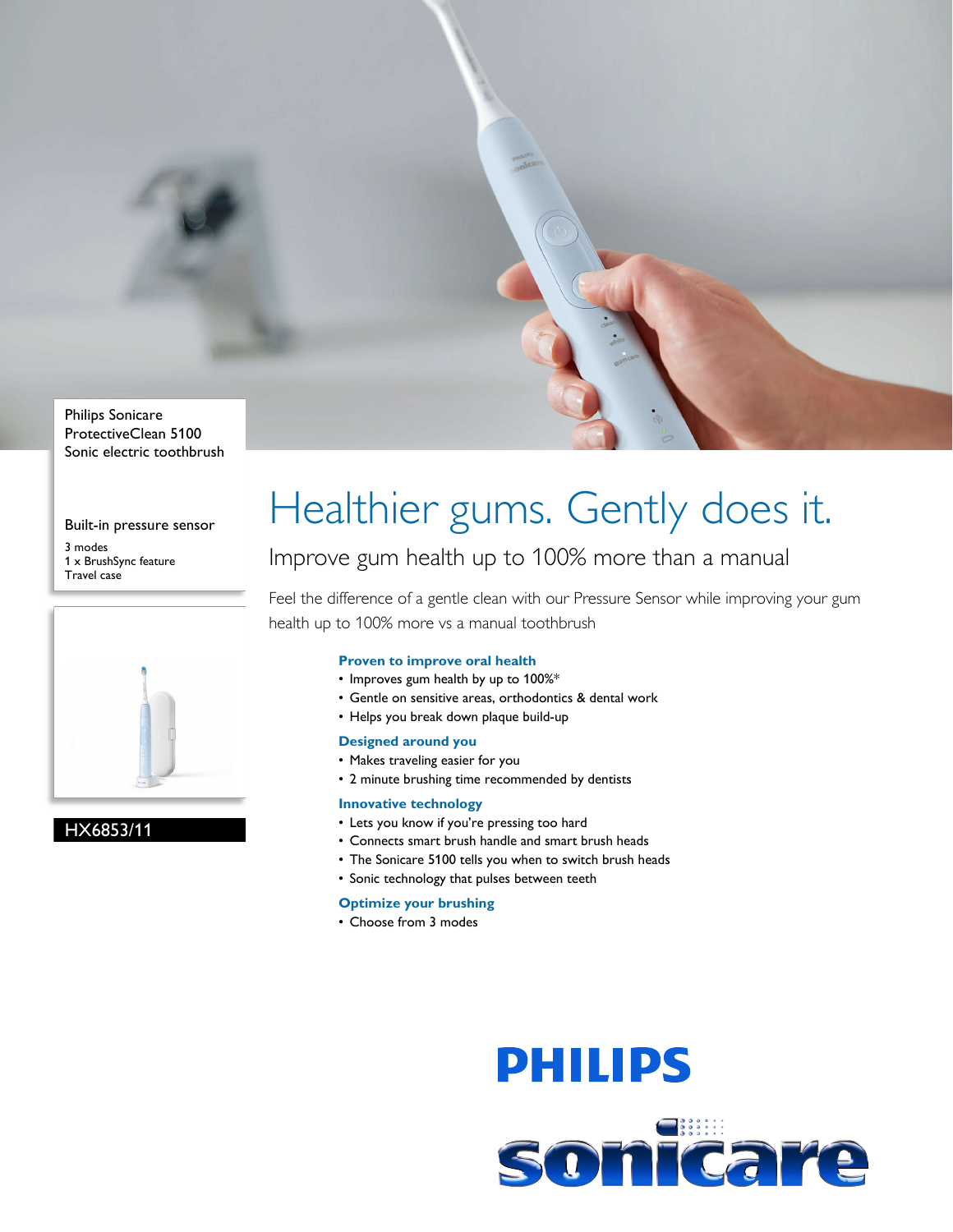Philips Sonicare
ProtectiveClean 5100
Sonic electric toothbrush

Built-in pressure sensor

3 modes
1 x BrushSync feature
Travel case

HX6853/11

# Healthier gums. Gently does it.

## Improve gum health up to 100% more than a manual

Feel the difference of a gentle clean with our Pressure Sensor while improving your gum health up to 100% more vs a manual toothbrush

### Proven to improve oral health

- Improves gum health by up to 100%*
- Gentle on sensitive areas, orthodontics & dental work
- Helps you break down plaque build-up

### Designed around you

- Makes traveling easier for you
- 2 minute brushing time recommended by dentists

### Innovative technology

- Lets you know if you're pressing too hard
- Connects smart brush handle and smart brush heads
- The Sonicare 5100 tells you when to switch brush heads
- Sonic technology that pulses between teeth

### Optimize your brushing

- Choose from 3 modes

PHILIPS

sonicare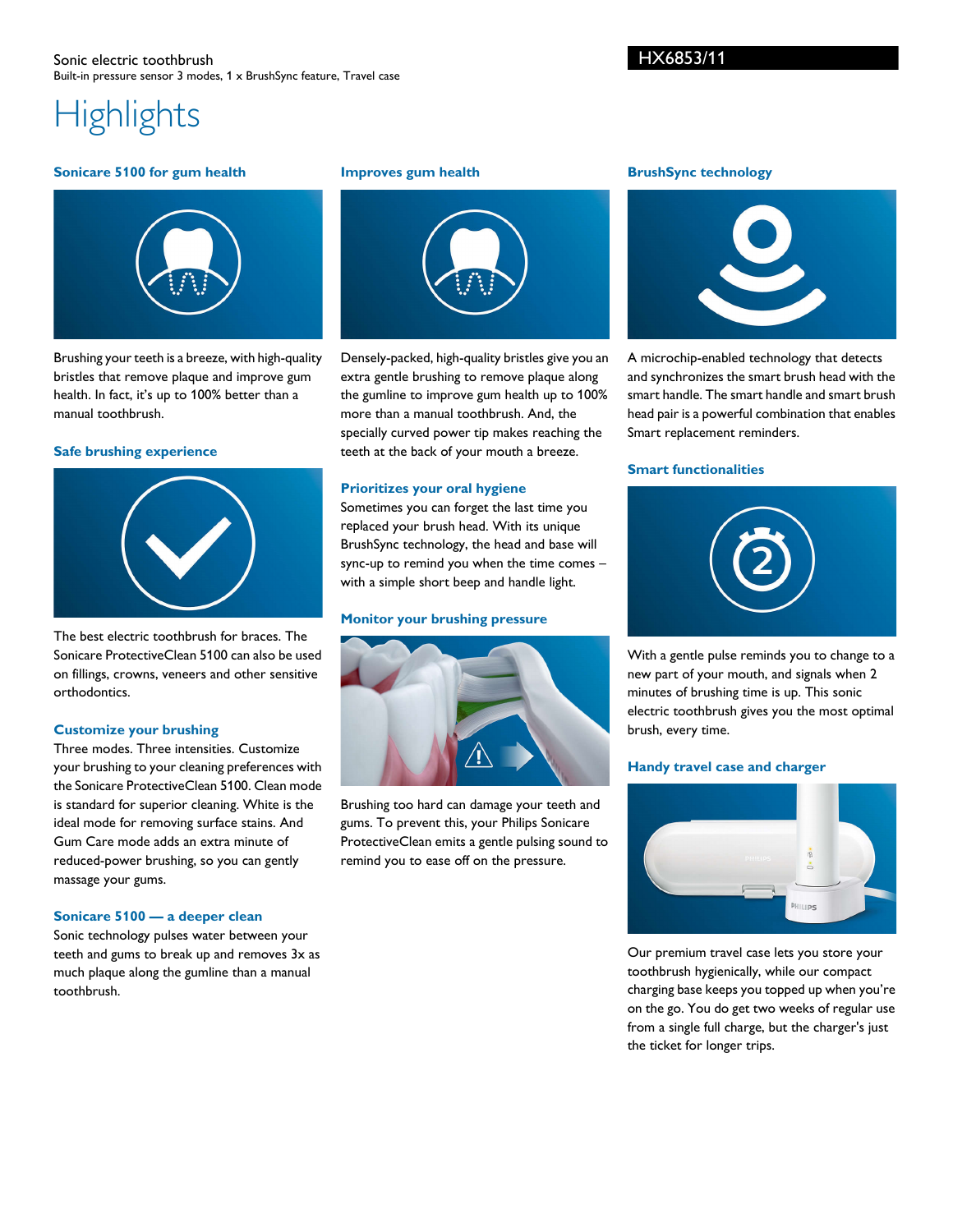Sonic electric toothbrush

Built-in pressure sensor 3 modes, 1 x BrushSync feature, Travel case

HX6853/11

# Highlights

### Sonicare 5100 for gum health

Brushing your teeth is a breeze, with high-quality bristles that remove plaque and improve gum health. In fact, it's up to 100% better than a manual toothbrush.

### Safe brushing experience

The best electric toothbrush for braces. The Sonicare ProtectiveClean 5100 can also be used on fillings, crowns, veneers and other sensitive orthodontics.

### Customize your brushing

Three modes. Three intensities. Customize your brushing to your cleaning preferences with the Sonicare ProtectiveClean 5100. Clean mode is standard for superior cleaning. White is the ideal mode for removing surface stains. And Gum Care mode adds an extra minute of reduced-power brushing, so you can gently massage your gums.

### Sonicare 5100 — a deeper clean

Sonic technology pulses water between your teeth and gums to break up and removes 3x as much plaque along the gumline than a manual toothbrush.

### Improves gum health

Densely-packed, high-quality bristles give you an extra gentle brushing to remove plaque along the gumline to improve gum health up to 100% more than a manual toothbrush. And, the specially curved power tip makes reaching the teeth at the back of your mouth a breeze.

### Prioritizes your oral hygiene

Sometimes you can forget the last time you replaced your brush head. With its unique BrushSync technology, the head and base will sync-up to remind you when the time comes – with a simple short beep and handle light.

### Monitor your brushing pressure

Brushing too hard can damage your teeth and gums. To prevent this, your Philips Sonicare ProtectiveClean emits a gentle pulsing sound to remind you to ease off on the pressure.

### BrushSync technology

A microchip-enabled technology that detects and synchronizes the smart brush head with the smart handle. The smart handle and smart brush head pair is a powerful combination that enables Smart replacement reminders.

### Smart functionalities

With a gentle pulse reminds you to change to a new part of your mouth, and signals when 2 minutes of brushing time is up. This sonic electric toothbrush gives you the most optimal brush, every time.

### Handy travel case and charger

Our premium travel case lets you store your toothbrush hygienically, while our compact charging base keeps you topped up when you're on the go. You do get two weeks of regular use from a single full charge, but the charger's just the ticket for longer trips.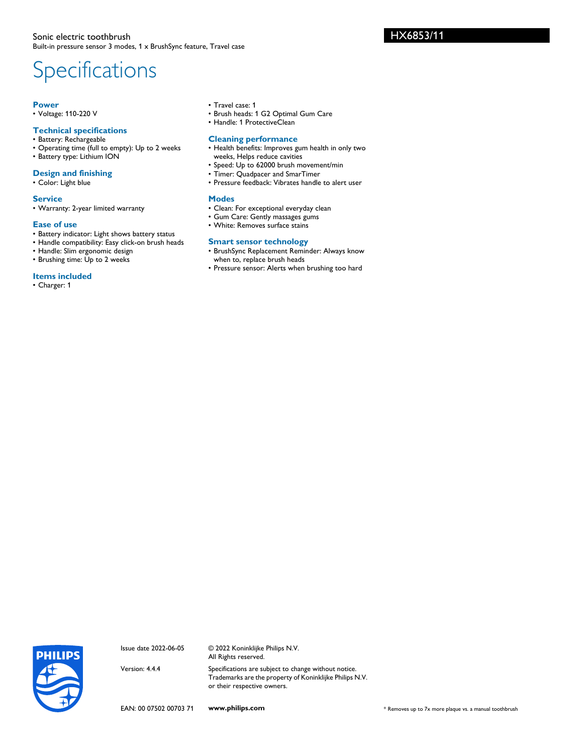Sonic electric toothbrush
Built-in pressure sensor 3 modes, 1 x BrushSync feature, Travel case

HX6853/11

# Specifications

### Power
- Voltage: 110-220 V

### Technical specifications
- Battery: Rechargeable
- Operating time (full to empty): Up to 2 weeks
- Battery type: Lithium ION

### Design and finishing
- Color: Light blue

### Service
- Warranty: 2-year limited warranty

### Ease of use
- Battery indicator: Light shows battery status
- Handle compatibility: Easy click-on brush heads
- Handle: Slim ergonomic design
- Brushing time: Up to 2 weeks

### Items included
- Charger: 1
- Travel case: 1
- Brush heads: 1 G2 Optimal Gum Care
- Handle: 1 ProtectiveClean

### Cleaning performance
- Health benefits: Improves gum health in only two weeks, Helps reduce cavities
- Speed: Up to 62000 brush movement/min
- Timer: Quadpacer and SmarTimer
- Pressure feedback: Vibrates handle to alert user

### Modes
- Clean: For exceptional everyday clean
- Gum Care: Gently massages gums
- White: Removes surface stains

### Smart sensor technology
- BrushSync Replacement Reminder: Always know when to, replace brush heads
- Pressure sensor: Alerts when brushing too hard

Issue date 2022-06-05

Version: 4.4.4

EAN: 00 07502 00703 71

© 2022 Koninklijke Philips N.V.
All Rights reserved.

Specifications are subject to change without notice. Trademarks are the property of Koninklijke Philips N.V. or their respective owners.

**www.philips.com**

* Removes up to 7x more plaque vs. a manual toothbrush